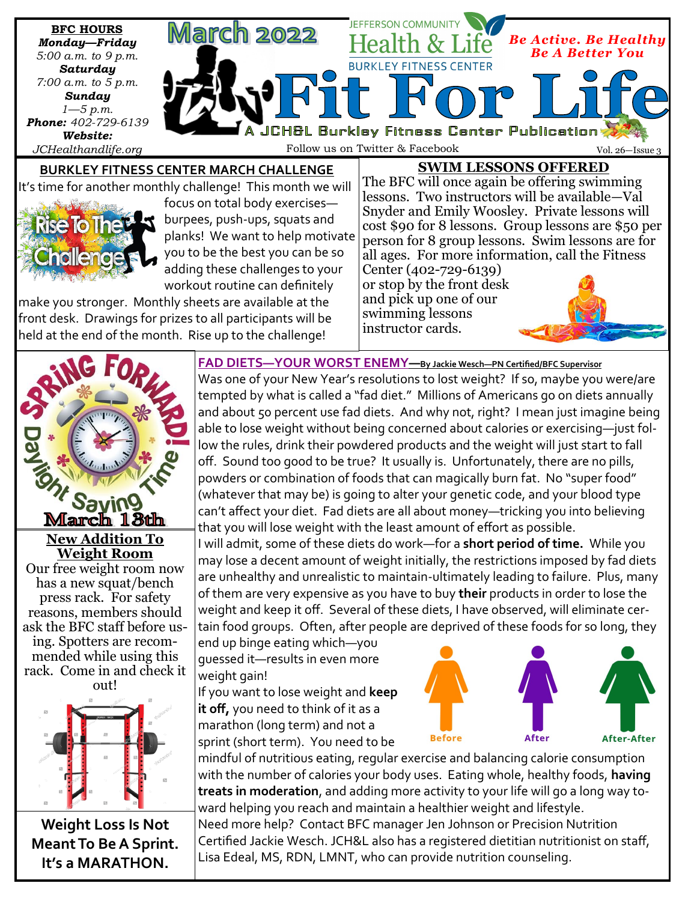**BFC HOURS**
***Monday—Friday***
*5:00 a.m. to 9 p.m.*
***Saturday***
*7:00 a.m. to 5 p.m.*
***Sunday***
*1—5 p.m.*
***Phone:*** *402-729-6139*
***Website:***
*JCHealthandlife.org*

# March 2022

JEFFERSON COMMUNITY Health & Life BURKLEY FITNESS CENTER

***Be Active. Be Healthy Be A Better You***

# Fit For Life

A JCH&L Burkley Fitness Center Publication

Follow us on Twitter & Facebook

## BURKLEY FITNESS CENTER MARCH CHALLENGE

It's time for another monthly challenge! This month we will focus on total body exercises—burpees, push-ups, squats and planks! We want to help motivate you to be the best you can be so adding these challenges to your workout routine can definitely make you stronger. Monthly sheets are available at the front desk. Drawings for prizes to all participants will be held at the end of the month. Rise up to the challenge!

## SWIM LESSONS OFFERED

The BFC will once again be offering swimming lessons. Two instructors will be available—Val Snyder and Emily Woosley. Private lessons will cost $90 for 8 lessons. Group lessons are $50 per person for 8 group lessons. Swim lessons are for all ages. For more information, call the Fitness Center (402-729-6139) or stop by the front desk and pick up one of our swimming lessons instructor cards.

**SPRING FORWARD! Daylight Saving Time March 13th**

## New Addition To Weight Room

Our free weight room now has a new squat/bench press rack. For safety reasons, members should ask the BFC staff before using. Spotters are recommended while using this rack. Come in and check it out!

**Weight Loss Is Not Meant To Be A Sprint. It's a MARATHON.**

## FAD DIETS—YOUR WORST ENEMY—By Jackie Wesch—PN Certified/BFC Supervisor

Was one of your New Year's resolutions to lost weight? If so, maybe you were/are tempted by what is called a "fad diet." Millions of Americans go on diets annually and about 50 percent use fad diets. And why not, right? I mean just imagine being able to lose weight without being concerned about calories or exercising—just follow the rules, drink their powdered products and the weight will just start to fall off. Sound too good to be true? It usually is. Unfortunately, there are no pills, powders or combination of foods that can magically burn fat. No "super food" (whatever that may be) is going to alter your genetic code, and your blood type can't affect your diet. Fad diets are all about money—tricking you into believing that you will lose weight with the least amount of effort as possible.

I will admit, some of these diets do work—for a **short period of time.** While you may lose a decent amount of weight initially, the restrictions imposed by fad diets are unhealthy and unrealistic to maintain-ultimately leading to failure. Plus, many of them are very expensive as you have to buy **their** products in order to lose the weight and keep it off. Several of these diets, I have observed, will eliminate certain food groups. Often, after people are deprived of these foods for so long, they end up binge eating which—you guessed it—results in even more weight gain!

Before | After | After-After

If you want to lose weight and **keep it off,** you need to think of it as a marathon (long term) and not a sprint (short term). You need to be mindful of nutritious eating, regular exercise and balancing calorie consumption with the number of calories your body uses. Eating whole, healthy foods, **having treats in moderation**, and adding more activity to your life will go a long way toward helping you reach and maintain a healthier weight and lifestyle.

Need more help? Contact BFC manager Jen Johnson or Precision Nutrition Certified Jackie Wesch. JCH&L also has a registered dietitian nutritionist on staff, Lisa Edeal, MS, RDN, LMNT, who can provide nutrition counseling.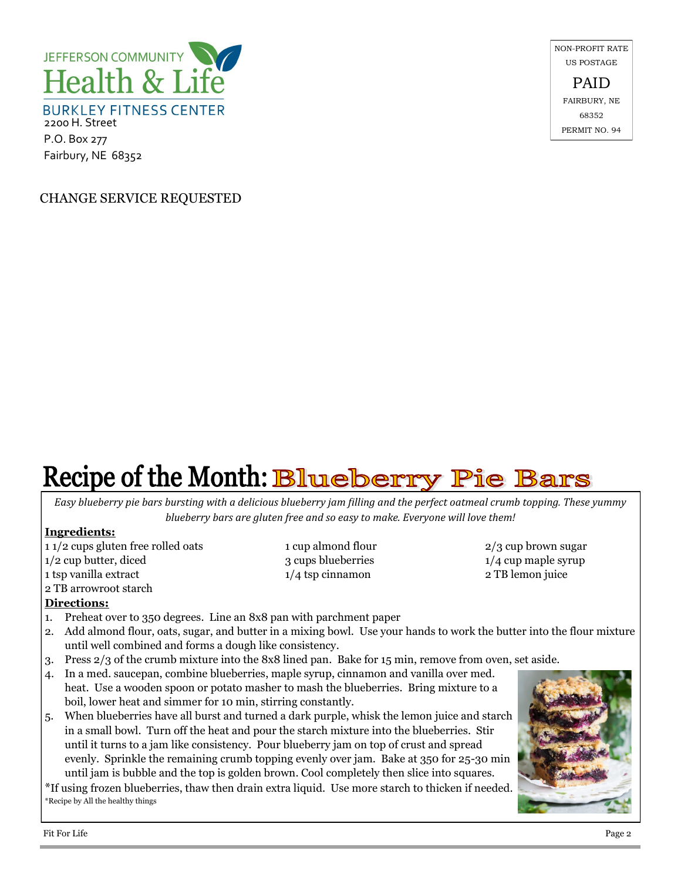JEFFERSON COMMUNITY
Health & Life
BURKLEY FITNESS CENTER
2200 H. Street
P.O. Box 277
Fairbury, NE 68352

NON-PROFIT RATE
US POSTAGE
PAID
FAIRBURY, NE
68352
PERMIT NO. 94

CHANGE SERVICE REQUESTED

# Recipe of the Month: Blueberry Pie Bars

*Easy blueberry pie bars bursting with a delicious blueberry jam filling and the perfect oatmeal crumb topping. These yummy blueberry bars are gluten free and so easy to make. Everyone will love them!*

**Ingredients:**

- 1 1/2 cups gluten free rolled oats
- 1/2 cup butter, diced
- 1 tsp vanilla extract
- 2 TB arrowroot starch
- 1 cup almond flour
- 3 cups blueberries
- 1/4 tsp cinnamon
- 2/3 cup brown sugar
- 1/4 cup maple syrup
- 2 TB lemon juice

**Directions:**

1. Preheat over to 350 degrees. Line an 8x8 pan with parchment paper
2. Add almond flour, oats, sugar, and butter in a mixing bowl. Use your hands to work the butter into the flour mixture until well combined and forms a dough like consistency.
3. Press 2/3 of the crumb mixture into the 8x8 lined pan. Bake for 15 min, remove from oven, set aside.
4. In a med. saucepan, combine blueberries, maple syrup, cinnamon and vanilla over med. heat. Use a wooden spoon or potato masher to mash the blueberries. Bring mixture to a boil, lower heat and simmer for 10 min, stirring constantly.
5. When blueberries have all burst and turned a dark purple, whisk the lemon juice and starch in a small bowl. Turn off the heat and pour the starch mixture into the blueberries. Stir until it turns to a jam like consistency. Pour blueberry jam on top of crust and spread evenly. Sprinkle the remaining crumb topping evenly over jam. Bake at 350 for 25-30 min until jam is bubble and the top is golden brown. Cool completely then slice into squares.

*If using frozen blueberries, thaw then drain extra liquid. Use more starch to thicken if needed.

*Recipe by All the healthy things